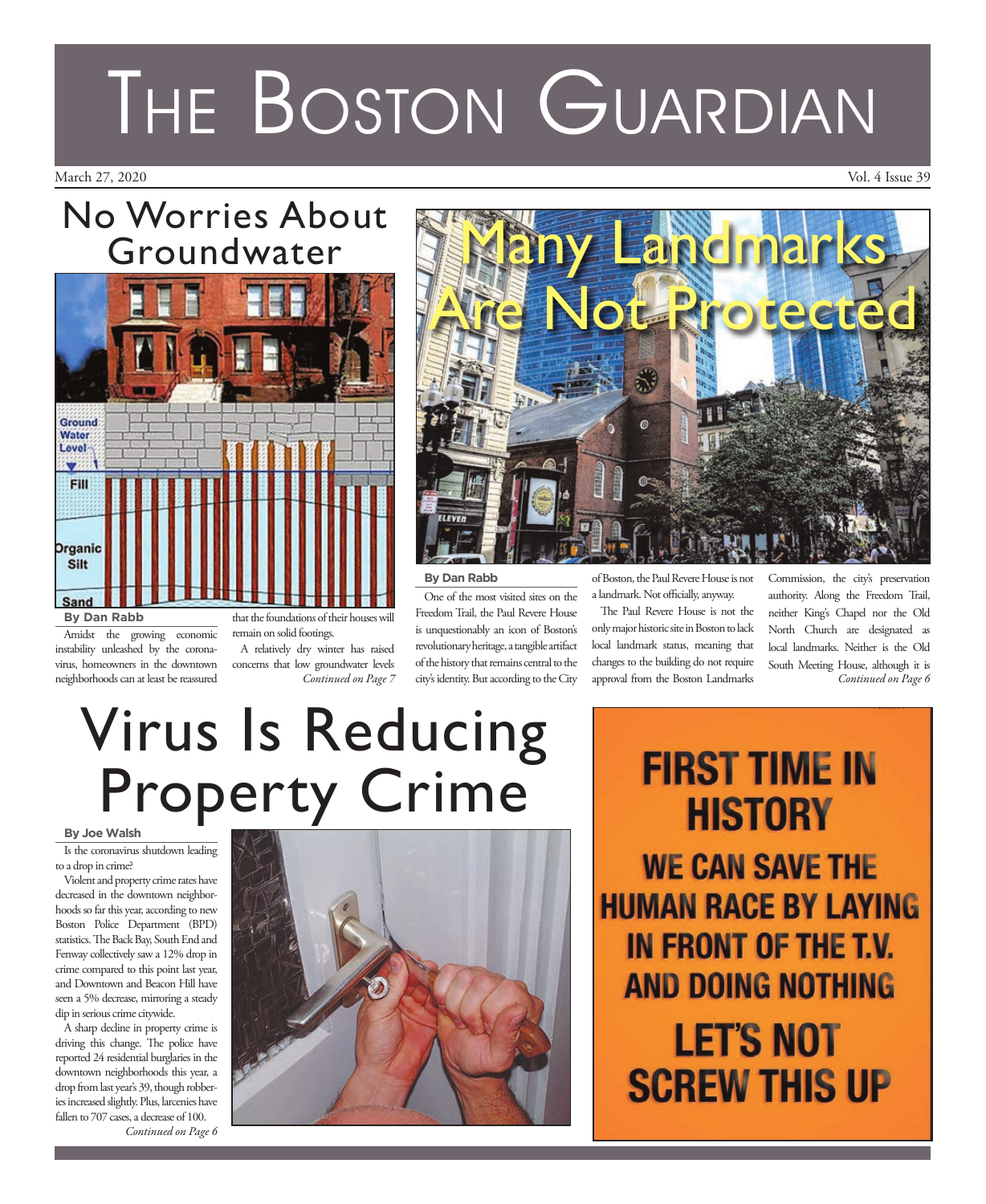# The Boston Guardian

March 27, 2020 Vol. 4 Issue 39

## No Worries About Groundwater

**By Dan Rabb**

Amidst the growing economic instability unleashed by the coronavirus, homeowners in the downtown neighborhoods can at least be reassured that the foundations of their houses will remain on solid footings.

A relatively dry winter has raised concerns that low groundwater levels

*Continued on Page 7*

## Many Landmarks Are Not Protected

**By Dan Rabb**

One of the most visited sites on the Freedom Trail, the Paul Revere House is unquestionably an icon of Boston's revolutionary heritage, a tangible artifact of the history that remains central to the city's identity. But according to the City of Boston, the Paul Revere House is not a landmark. Not officially, anyway.

The Paul Revere House is not the only major historic site in Boston to lack local landmark status, meaning that changes to the building do not require approval from the Boston Landmarks Commission, the city's preservation authority. Along the Freedom Trail, neither King's Chapel nor the Old North Church are designated as local landmarks. Neither is the Old South Meeting House, although it is

*Continued on Page 6*

## Virus Is Reducing Property Crime

**By Joe Walsh**

Is the coronavirus shutdown leading to a drop in crime?

Violent and property crime rates have decreased in the downtown neighborhoods so far this year, according to new Boston Police Department (BPD) statistics. The Back Bay, South End and Fenway collectively saw a 12% drop in crime compared to this point last year, and Downtown and Beacon Hill have seen a 5% decrease, mirroring a steady dip in serious crime citywide.

A sharp decline in property crime is driving this change. The police have reported 24 residential burglaries in the downtown neighborhoods this year, a drop from last year's 39, though robberies increased slightly. Plus, larcenies have fallen to 707 cases, a decrease of 100.

*Continued on Page 6*

**FIRST TIME IN HISTORY**

**WE CAN SAVE THE HUMAN RACE BY LAYING IN FRONT OF THE T.V. AND DOING NOTHING**

**LET'S NOT SCREW THIS UP**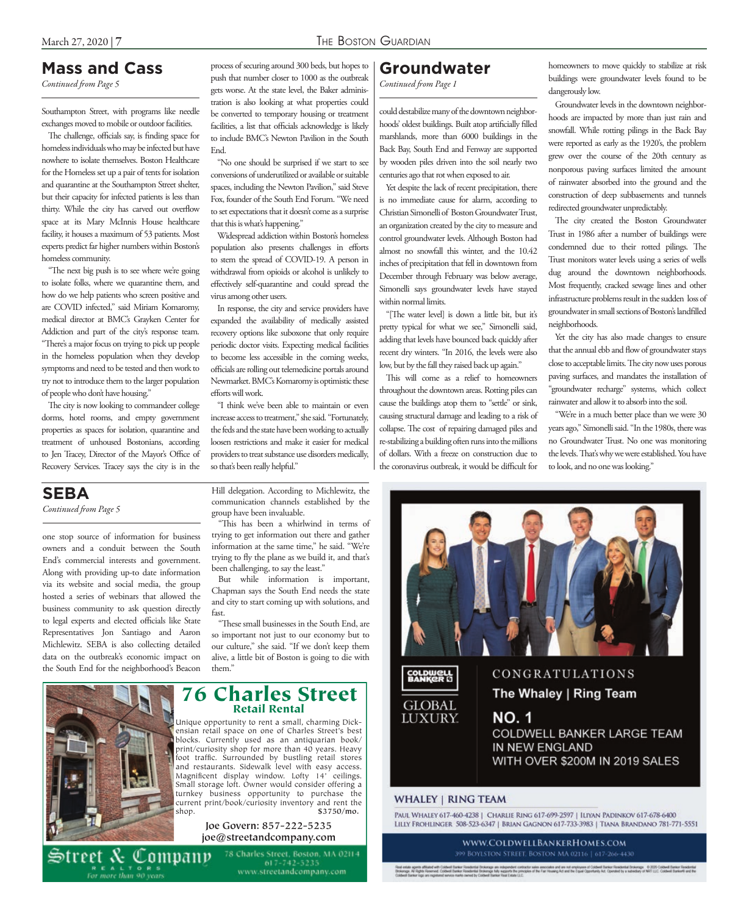## Mass and Cass

*Continued from Page 5*

Southampton Street, with programs like needle exchanges moved to mobile or outdoor facilities.

The challenge, officials say, is finding space for homeless individuals who may be infected but have nowhere to isolate themselves. Boston Healthcare for the Homeless set up a pair of tents for isolation and quarantine at the Southampton Street shelter, but their capacity for infected patients is less than thirty. While the city has carved out overflow space at its Mary McInnis House healthcare facility, it houses a maximum of 53 patients. Most experts predict far higher numbers within Boston's homeless community.

"The next big push is to see where we're going to isolate folks, where we quarantine them, and how do we help patients who screen positive and are COVID infected," said Miriam Komaromy, medical director at BMC's Grayken Center for Addiction and part of the city's response team. "There's a major focus on trying to pick up people in the homeless population when they develop symptoms and need to be tested and then work to try not to introduce them to the larger population of people who don't have housing."

The city is now looking to commandeer college dorms, hotel rooms, and empty government properties as spaces for isolation, quarantine and treatment of unhoused Bostonians, according to Jen Tracey, Director of the Mayor's Office of Recovery Services. Tracey says the city is in the process of securing around 300 beds, but hopes to push that number closer to 1000 as the outbreak gets worse. At the state level, the Baker administration is also looking at what properties could be converted to temporary housing or treatment facilities, a list that officials acknowledge is likely to include BMC's Newton Pavilion in the South End.

"No one should be surprised if we start to see conversions of underutilized or available or suitable spaces, including the Newton Pavilion," said Steve Fox, founder of the South End Forum. "We need to set expectations that it doesn't come as a surprise that this is what's happening."

Widespread addiction within Boston's homeless population also presents challenges in efforts to stem the spread of COVID-19. A person in withdrawal from opioids or alcohol is unlikely to effectively self-quarantine and could spread the virus among other users.

In response, the city and service providers have expanded the availability of medically assisted recovery options like suboxone that only require periodic doctor visits. Expecting medical facilities to become less accessible in the coming weeks, officials are rolling out telemedicine portals around Newmarket. BMC's Komaromy is optimistic these efforts will work.

"I think we've been able to maintain or even increase access to treatment," she said. "Fortunately, the feds and the state have been working to actually loosen restrictions and make it easier for medical providers to treat substance use disorders medically, so that's been really helpful."

## Groundwater

*Continued from Page 1*

could destabilize many of the downtown neighborhoods' oldest buildings. Built atop artificially filled marshlands, more than 6000 buildings in the Back Bay, South End and Fenway are supported by wooden piles driven into the soil nearly two centuries ago that rot when exposed to air.

Yet despite the lack of recent precipitation, there is no immediate cause for alarm, according to Christian Simonelli of Boston Groundwater Trust, an organization created by the city to measure and control groundwater levels. Although Boston had almost no snowfall this winter, and the 10.42 inches of precipitation that fell in downtown from December through February was below average, Simonelli says groundwater levels have stayed within normal limits.

"[The water level] is down a little bit, but it's pretty typical for what we see," Simonelli said, adding that levels have bounced back quickly after recent dry winters. "In 2016, the levels were also low, but by the fall they raised back up again."

This will come as a relief to homeowners throughout the downtown areas. Rotting piles can cause the buildings atop them to "settle" or sink, causing structural damage and leading to a risk of collapse. The cost of repairing damaged piles and re-stabilizing a building often runs into the millions of dollars. With a freeze on construction due to the coronavirus outbreak, it would be difficult for homeowners to move quickly to stabilize at risk buildings were groundwater levels found to be dangerously low.

Groundwater levels in the downtown neighborhoods are impacted by more than just rain and snowfall. While rotting pilings in the Back Bay were reported as early as the 1920's, the problem grew over the course of the 20th century as nonporous paving surfaces limited the amount of rainwater absorbed into the ground and the construction of deep subbasements and tunnels redirected groundwater unpredictably.

The city created the Boston Groundwater Trust in 1986 after a number of buildings were condemned due to their rotted pilings. The Trust monitors water levels using a series of wells dug around the downtown neighborhoods. Most frequently, cracked sewage lines and other infrastructure problems result in the sudden loss of groundwater in small sections of Boston's landfilled neighborhoods.

Yet the city has also made changes to ensure that the annual ebb and flow of groundwater stays close to acceptable limits. The city now uses porous paving surfaces, and mandates the installation of "groundwater recharge" systems, which collect rainwater and allow it to absorb into the soil.

"We're in a much better place than we were 30 years ago," Simonelli said. "In the 1980s, there was no Groundwater Trust. No one was monitoring the levels. That's why we were established. You have to look, and no one was looking."

## SEBA

*Continued from Page 5*

one stop source of information for business owners and a conduit between the South End's commercial interests and government. Along with providing up-to date information via its website and social media, the group hosted a series of webinars that allowed the business community to ask question directly to legal experts and elected officials like State Representatives Jon Santiago and Aaron Michlewitz. SEBA is also collecting detailed data on the outbreak's economic impact on the South End for the neighborhood's Beacon Hill delegation. According to Michlewitz, the communication channels established by the group have been invaluable.

"This has been a whirlwind in terms of trying to get information out there and gather information at the same time," he said. "We're trying to fly the plane as we build it, and that's been challenging, to say the least."

But while information is important, Chapman says the South End needs the state and city to start coming up with solutions, and fast.

"These small businesses in the South End, are so important not just to our economy but to our culture," she said. "If we don't keep them alive, a little bit of Boston is going to die with them."

## 76 Charles Street
### Retail Rental

Unique opportunity to rent a small, charming Dickensian retail space on one of Charles Street's best blocks. Currently used as an antiquarian book/print/curiosity shop for more than 40 years. Heavy foot traffic. Surrounded by bustling retail stores and restaurants. Sidewalk level with easy access. Magnificent display window. Lofty 14' ceilings. Small storage loft. Owner would consider offering a turnkey business opportunity to purchase the current print/book/curiosity inventory and rent the shop. $3750/mo.

Joe Govern: 857-222-5235
joe@streetandcompany.com

Street & Company REALTORS For more than 90 years
78 Charles Street, Boston, MA 02114
617-742-5233
www.streetandcompany.com

COLDWELL BANKER GLOBAL LUXURY

CONGRATULATIONS
**The Whaley | Ring Team**

**NO. 1**
COLDWELL BANKER LARGE TEAM IN NEW ENGLAND WITH OVER $200M IN 2019 SALES

WHALEY | RING TEAM

Paul Whaley 617-460-4238 | Charlie Ring 617-699-2597 | Iliyan Padinkov 617-678-6400
Lilly Frohlinger 508-523-6347 | Brian Gagnon 617-733-3983 | Tiana Brandano 781-771-5551

WWW.COLDWELLBANKERHOMES.COM
399 Boylston Street, Boston MA 02116 | 617-266-4430